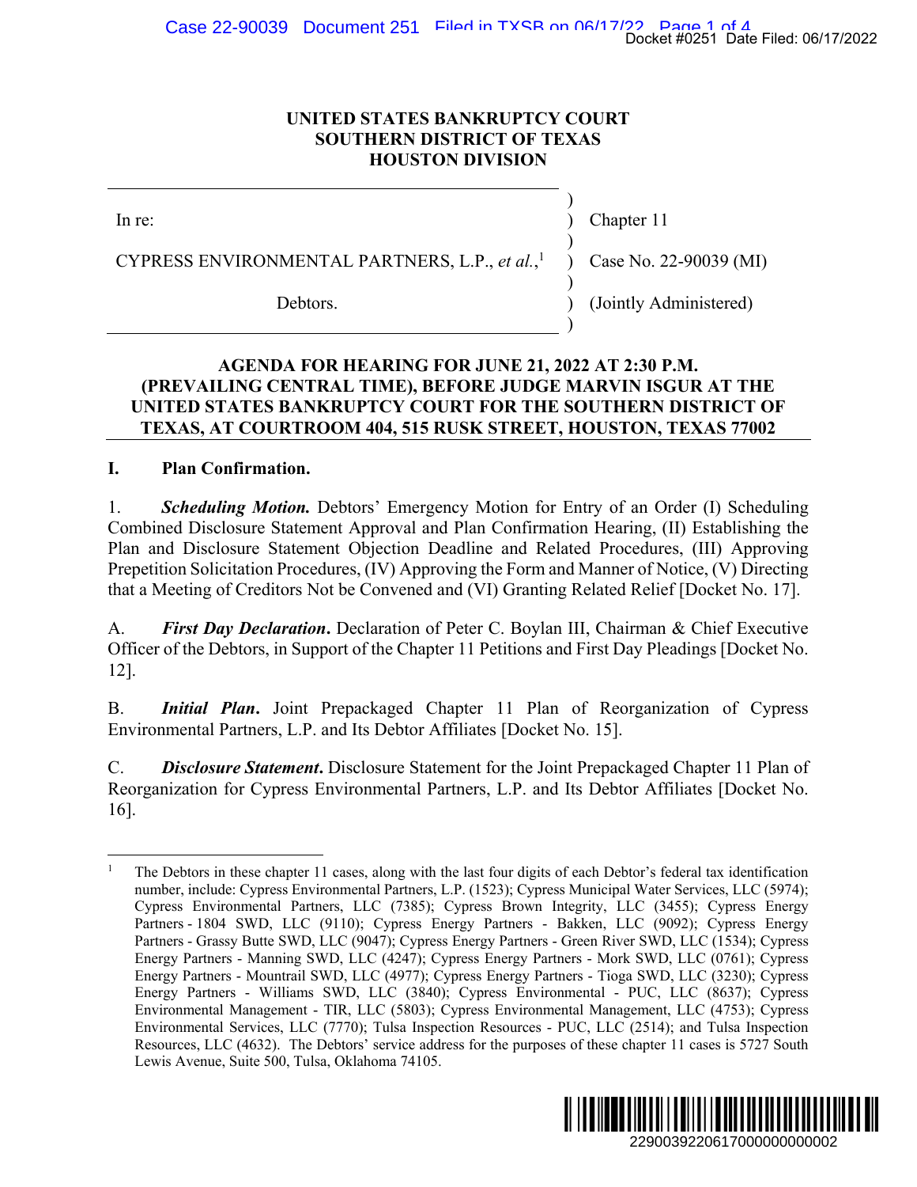UNITED STATES BANKRUPTCY COURT
SOUTHERN DISTRICT OF TEXAS
HOUSTON DIVISION

| | | |
|---|---|---|
| In re: | ) | Chapter 11 |
| CYPRESS ENVIRONMENTAL PARTNERS, L.P., *et al.*,[1] | ) | Case No. 22-90039 (MI) |
| Debtors. | ) | (Jointly Administered) |

**AGENDA FOR HEARING FOR JUNE 21, 2022 AT 2:30 P.M. (PREVAILING CENTRAL TIME), BEFORE JUDGE MARVIN ISGUR AT THE UNITED STATES BANKRUPTCY COURT FOR THE SOUTHERN DISTRICT OF TEXAS, AT COURTROOM 404, 515 RUSK STREET, HOUSTON, TEXAS 77002**

## I. Plan Confirmation.

1. ***Scheduling Motion.*** Debtors' Emergency Motion for Entry of an Order (I) Scheduling Combined Disclosure Statement Approval and Plan Confirmation Hearing, (II) Establishing the Plan and Disclosure Statement Objection Deadline and Related Procedures, (III) Approving Prepetition Solicitation Procedures, (IV) Approving the Form and Manner of Notice, (V) Directing that a Meeting of Creditors Not be Convened and (VI) Granting Related Relief [Docket No. 17].

A. ***First Day Declaration***. Declaration of Peter C. Boylan III, Chairman & Chief Executive Officer of the Debtors, in Support of the Chapter 11 Petitions and First Day Pleadings [Docket No. 12].

B. ***Initial Plan***. Joint Prepackaged Chapter 11 Plan of Reorganization of Cypress Environmental Partners, L.P. and Its Debtor Affiliates [Docket No. 15].

C. ***Disclosure Statement***. Disclosure Statement for the Joint Prepackaged Chapter 11 Plan of Reorganization for Cypress Environmental Partners, L.P. and Its Debtor Affiliates [Docket No. 16].

[1] The Debtors in these chapter 11 cases, along with the last four digits of each Debtor's federal tax identification number, include: Cypress Environmental Partners, L.P. (1523); Cypress Municipal Water Services, LLC (5974); Cypress Environmental Partners, LLC (7385); Cypress Brown Integrity, LLC (3455); Cypress Energy Partners - 1804 SWD, LLC (9110); Cypress Energy Partners - Bakken, LLC (9092); Cypress Energy Partners - Grassy Butte SWD, LLC (9047); Cypress Energy Partners - Green River SWD, LLC (1534); Cypress Energy Partners - Manning SWD, LLC (4247); Cypress Energy Partners - Mork SWD, LLC (0761); Cypress Energy Partners - Mountrail SWD, LLC (4977); Cypress Energy Partners - Tioga SWD, LLC (3230); Cypress Energy Partners - Williams SWD, LLC (3840); Cypress Environmental - PUC, LLC (8637); Cypress Environmental Management - TIR, LLC (5803); Cypress Environmental Management, LLC (4753); Cypress Environmental Services, LLC (7770); Tulsa Inspection Resources - PUC, LLC (2514); and Tulsa Inspection Resources, LLC (4632). The Debtors' service address for the purposes of these chapter 11 cases is 5727 South Lewis Avenue, Suite 500, Tulsa, Oklahoma 74105.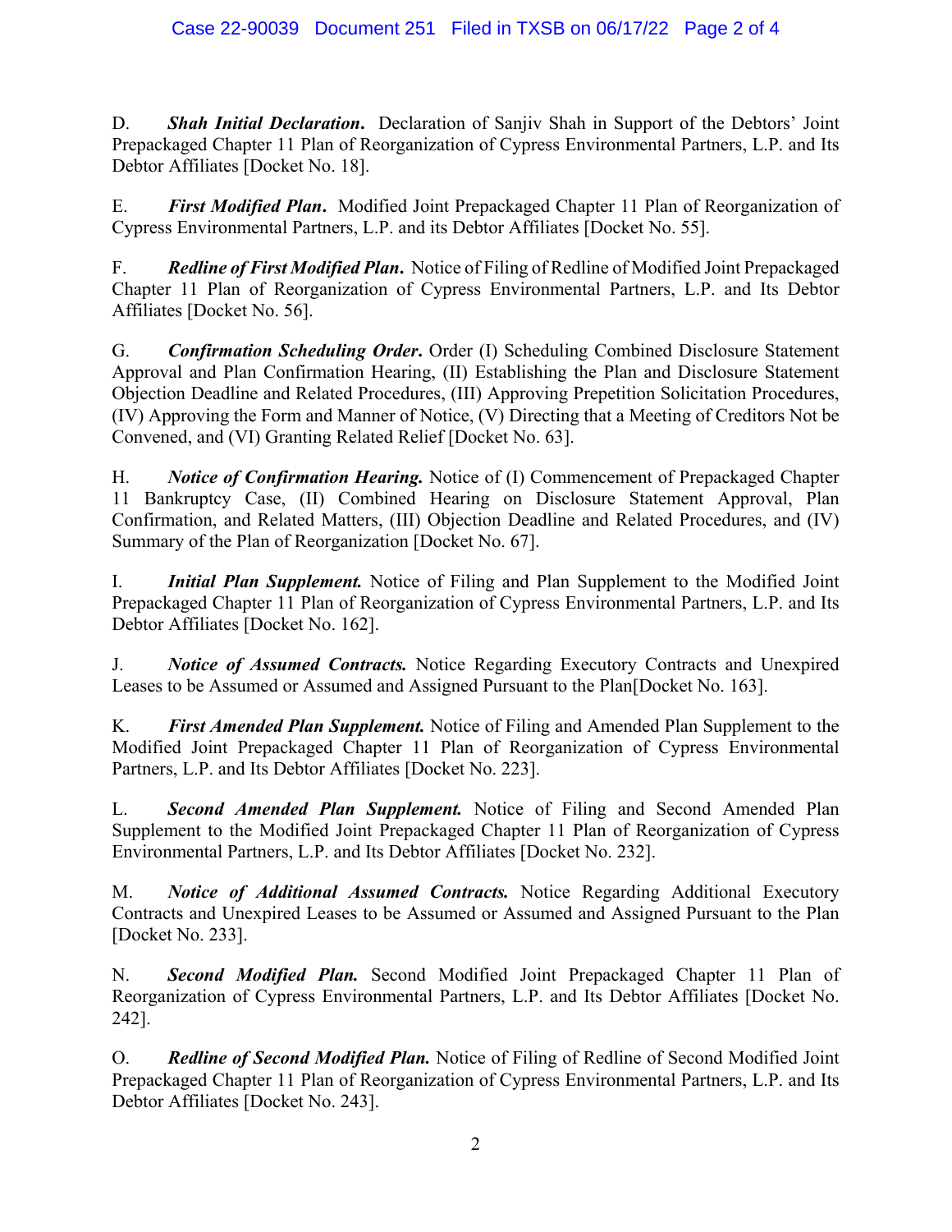D. ***Shah Initial Declaration***. Declaration of Sanjiv Shah in Support of the Debtors' Joint Prepackaged Chapter 11 Plan of Reorganization of Cypress Environmental Partners, L.P. and Its Debtor Affiliates [Docket No. 18].

E. ***First Modified Plan***. Modified Joint Prepackaged Chapter 11 Plan of Reorganization of Cypress Environmental Partners, L.P. and its Debtor Affiliates [Docket No. 55].

F. ***Redline of First Modified Plan***. Notice of Filing of Redline of Modified Joint Prepackaged Chapter 11 Plan of Reorganization of Cypress Environmental Partners, L.P. and Its Debtor Affiliates [Docket No. 56].

G. ***Confirmation Scheduling Order***. Order (I) Scheduling Combined Disclosure Statement Approval and Plan Confirmation Hearing, (II) Establishing the Plan and Disclosure Statement Objection Deadline and Related Procedures, (III) Approving Prepetition Solicitation Procedures, (IV) Approving the Form and Manner of Notice, (V) Directing that a Meeting of Creditors Not be Convened, and (VI) Granting Related Relief [Docket No. 63].

H. ***Notice of Confirmation Hearing.*** Notice of (I) Commencement of Prepackaged Chapter 11 Bankruptcy Case, (II) Combined Hearing on Disclosure Statement Approval, Plan Confirmation, and Related Matters, (III) Objection Deadline and Related Procedures, and (IV) Summary of the Plan of Reorganization [Docket No. 67].

I. ***Initial Plan Supplement.*** Notice of Filing and Plan Supplement to the Modified Joint Prepackaged Chapter 11 Plan of Reorganization of Cypress Environmental Partners, L.P. and Its Debtor Affiliates [Docket No. 162].

J. ***Notice of Assumed Contracts.*** Notice Regarding Executory Contracts and Unexpired Leases to be Assumed or Assumed and Assigned Pursuant to the Plan[Docket No. 163].

K. ***First Amended Plan Supplement.*** Notice of Filing and Amended Plan Supplement to the Modified Joint Prepackaged Chapter 11 Plan of Reorganization of Cypress Environmental Partners, L.P. and Its Debtor Affiliates [Docket No. 223].

L. ***Second Amended Plan Supplement.*** Notice of Filing and Second Amended Plan Supplement to the Modified Joint Prepackaged Chapter 11 Plan of Reorganization of Cypress Environmental Partners, L.P. and Its Debtor Affiliates [Docket No. 232].

M. ***Notice of Additional Assumed Contracts.*** Notice Regarding Additional Executory Contracts and Unexpired Leases to be Assumed or Assumed and Assigned Pursuant to the Plan [Docket No. 233].

N. ***Second Modified Plan.*** Second Modified Joint Prepackaged Chapter 11 Plan of Reorganization of Cypress Environmental Partners, L.P. and Its Debtor Affiliates [Docket No. 242].

O. ***Redline of Second Modified Plan.*** Notice of Filing of Redline of Second Modified Joint Prepackaged Chapter 11 Plan of Reorganization of Cypress Environmental Partners, L.P. and Its Debtor Affiliates [Docket No. 243].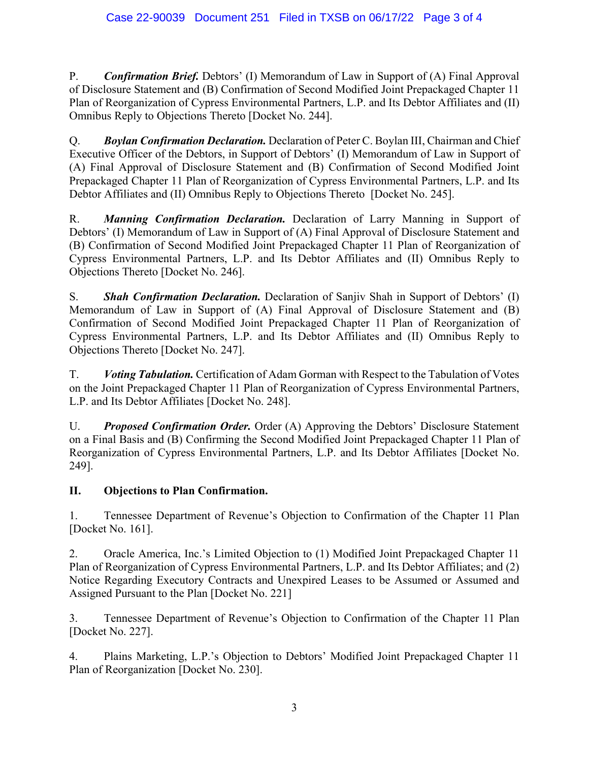P. ***Confirmation Brief.*** Debtors' (I) Memorandum of Law in Support of (A) Final Approval of Disclosure Statement and (B) Confirmation of Second Modified Joint Prepackaged Chapter 11 Plan of Reorganization of Cypress Environmental Partners, L.P. and Its Debtor Affiliates and (II) Omnibus Reply to Objections Thereto [Docket No. 244].

Q. ***Boylan Confirmation Declaration.*** Declaration of Peter C. Boylan III, Chairman and Chief Executive Officer of the Debtors, in Support of Debtors' (I) Memorandum of Law in Support of (A) Final Approval of Disclosure Statement and (B) Confirmation of Second Modified Joint Prepackaged Chapter 11 Plan of Reorganization of Cypress Environmental Partners, L.P. and Its Debtor Affiliates and (II) Omnibus Reply to Objections Thereto [Docket No. 245].

R. ***Manning Confirmation Declaration.*** Declaration of Larry Manning in Support of Debtors' (I) Memorandum of Law in Support of (A) Final Approval of Disclosure Statement and (B) Confirmation of Second Modified Joint Prepackaged Chapter 11 Plan of Reorganization of Cypress Environmental Partners, L.P. and Its Debtor Affiliates and (II) Omnibus Reply to Objections Thereto [Docket No. 246].

S. ***Shah Confirmation Declaration.*** Declaration of Sanjiv Shah in Support of Debtors' (I) Memorandum of Law in Support of (A) Final Approval of Disclosure Statement and (B) Confirmation of Second Modified Joint Prepackaged Chapter 11 Plan of Reorganization of Cypress Environmental Partners, L.P. and Its Debtor Affiliates and (II) Omnibus Reply to Objections Thereto [Docket No. 247].

T. ***Voting Tabulation.*** Certification of Adam Gorman with Respect to the Tabulation of Votes on the Joint Prepackaged Chapter 11 Plan of Reorganization of Cypress Environmental Partners, L.P. and Its Debtor Affiliates [Docket No. 248].

U. ***Proposed Confirmation Order.*** Order (A) Approving the Debtors' Disclosure Statement on a Final Basis and (B) Confirming the Second Modified Joint Prepackaged Chapter 11 Plan of Reorganization of Cypress Environmental Partners, L.P. and Its Debtor Affiliates [Docket No. 249].

## II. Objections to Plan Confirmation.

1. Tennessee Department of Revenue's Objection to Confirmation of the Chapter 11 Plan [Docket No. 161].

2. Oracle America, Inc.'s Limited Objection to (1) Modified Joint Prepackaged Chapter 11 Plan of Reorganization of Cypress Environmental Partners, L.P. and Its Debtor Affiliates; and (2) Notice Regarding Executory Contracts and Unexpired Leases to be Assumed or Assumed and Assigned Pursuant to the Plan [Docket No. 221]

3. Tennessee Department of Revenue's Objection to Confirmation of the Chapter 11 Plan [Docket No. 227].

4. Plains Marketing, L.P.'s Objection to Debtors' Modified Joint Prepackaged Chapter 11 Plan of Reorganization [Docket No. 230].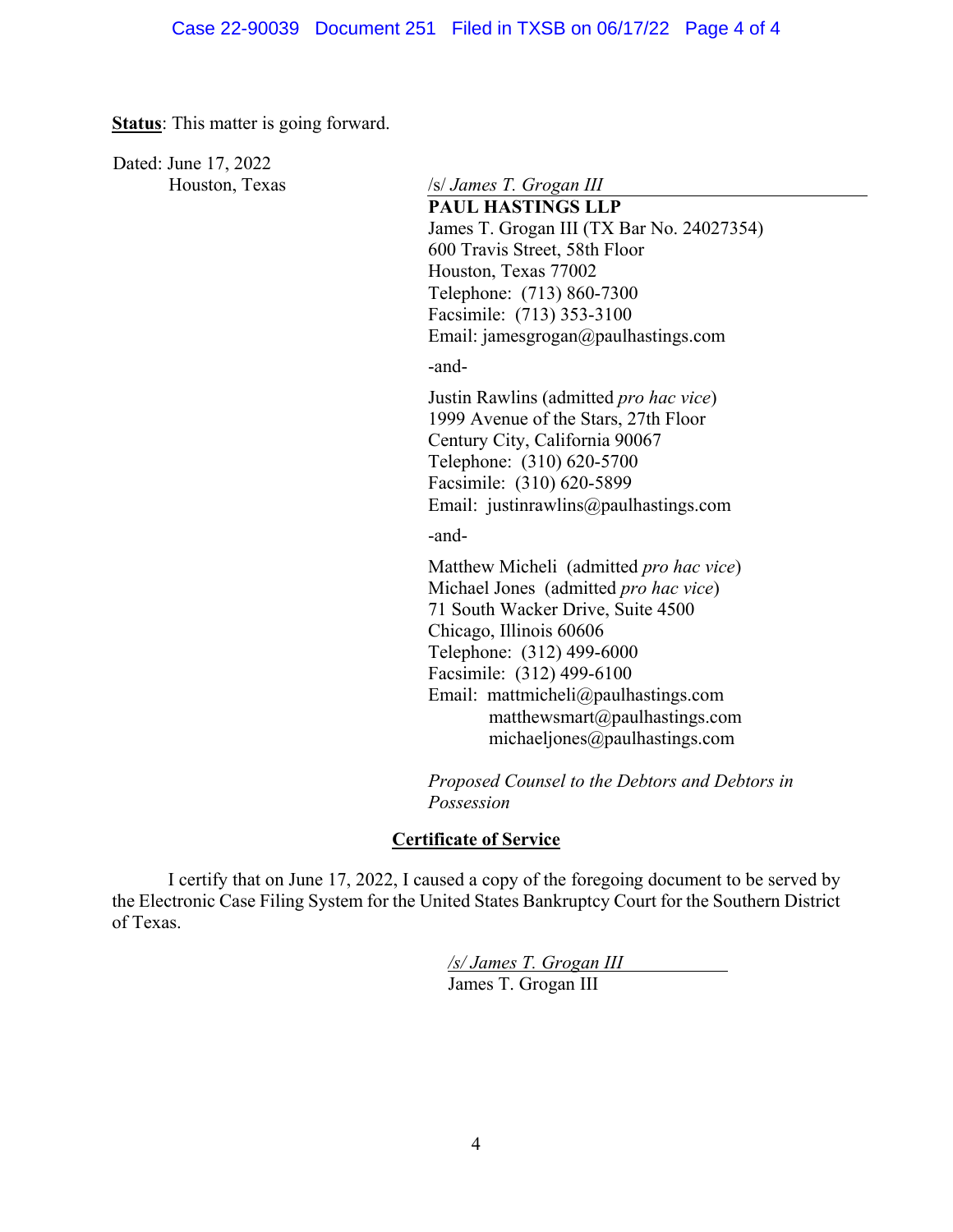**Status**: This matter is going forward.

Dated: June 17, 2022
Houston, Texas

/s/ *James T. Grogan III*
**PAUL HASTINGS LLP**
James T. Grogan III (TX Bar No. 24027354)
600 Travis Street, 58th Floor
Houston, Texas 77002
Telephone: (713) 860-7300
Facsimile: (713) 353-3100
Email: jamesgrogan@paulhastings.com

-and-

Justin Rawlins (admitted *pro hac vice*)
1999 Avenue of the Stars, 27th Floor
Century City, California 90067
Telephone: (310) 620-5700
Facsimile: (310) 620-5899
Email: justinrawlins@paulhastings.com

-and-

Matthew Micheli (admitted *pro hac vice*)
Michael Jones (admitted *pro hac vice*)
71 South Wacker Drive, Suite 4500
Chicago, Illinois 60606
Telephone: (312) 499-6000
Facsimile: (312) 499-6100
Email: mattmicheli@paulhastings.com
matthewsmart@paulhastings.com
michaeljones@paulhastings.com

*Proposed Counsel to the Debtors and Debtors in Possession*

**Certificate of Service**

I certify that on June 17, 2022, I caused a copy of the foregoing document to be served by the Electronic Case Filing System for the United States Bankruptcy Court for the Southern District of Texas.

*/s/ James T. Grogan III*
James T. Grogan III